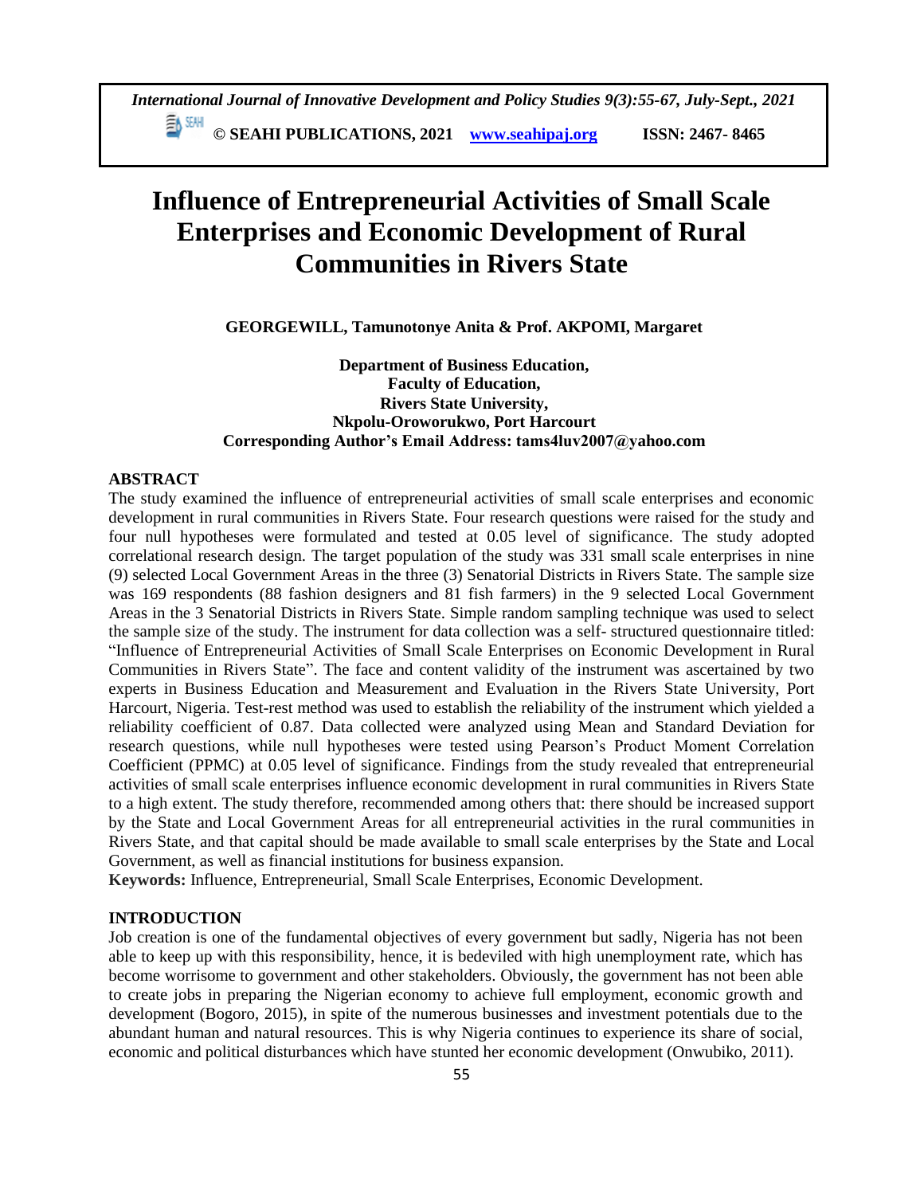# Influence of Entrepreneurial Activities of Small Scale Enterprises and Economic Development of Rural Communities in Rivers State

**GEORGEWILL, Tamunotonye Anita & Prof. AKPOMI, Margaret**

**Department of Business Education,**
**Faculty of Education,**
**Rivers State University,**
**Nkpolu-Oroworukwo, Port Harcourt**
**Corresponding Author's Email Address: tams4luv2007@yahoo.com**

## ABSTRACT

The study examined the influence of entrepreneurial activities of small scale enterprises and economic development in rural communities in Rivers State. Four research questions were raised for the study and four null hypotheses were formulated and tested at 0.05 level of significance. The study adopted correlational research design. The target population of the study was 331 small scale enterprises in nine (9) selected Local Government Areas in the three (3) Senatorial Districts in Rivers State. The sample size was 169 respondents (88 fashion designers and 81 fish farmers) in the 9 selected Local Government Areas in the 3 Senatorial Districts in Rivers State. Simple random sampling technique was used to select the sample size of the study. The instrument for data collection was a self- structured questionnaire titled: "Influence of Entrepreneurial Activities of Small Scale Enterprises on Economic Development in Rural Communities in Rivers State". The face and content validity of the instrument was ascertained by two experts in Business Education and Measurement and Evaluation in the Rivers State University, Port Harcourt, Nigeria. Test-rest method was used to establish the reliability of the instrument which yielded a reliability coefficient of 0.87. Data collected were analyzed using Mean and Standard Deviation for research questions, while null hypotheses were tested using Pearson's Product Moment Correlation Coefficient (PPMC) at 0.05 level of significance. Findings from the study revealed that entrepreneurial activities of small scale enterprises influence economic development in rural communities in Rivers State to a high extent. The study therefore, recommended among others that: there should be increased support by the State and Local Government Areas for all entrepreneurial activities in the rural communities in Rivers State, and that capital should be made available to small scale enterprises by the State and Local Government, as well as financial institutions for business expansion.

**Keywords:** Influence, Entrepreneurial, Small Scale Enterprises, Economic Development.

## INTRODUCTION

Job creation is one of the fundamental objectives of every government but sadly, Nigeria has not been able to keep up with this responsibility, hence, it is bedeviled with high unemployment rate, which has become worrisome to government and other stakeholders. Obviously, the government has not been able to create jobs in preparing the Nigerian economy to achieve full employment, economic growth and development (Bogoro, 2015), in spite of the numerous businesses and investment potentials due to the abundant human and natural resources. This is why Nigeria continues to experience its share of social, economic and political disturbances which have stunted her economic development (Onwubiko, 2011).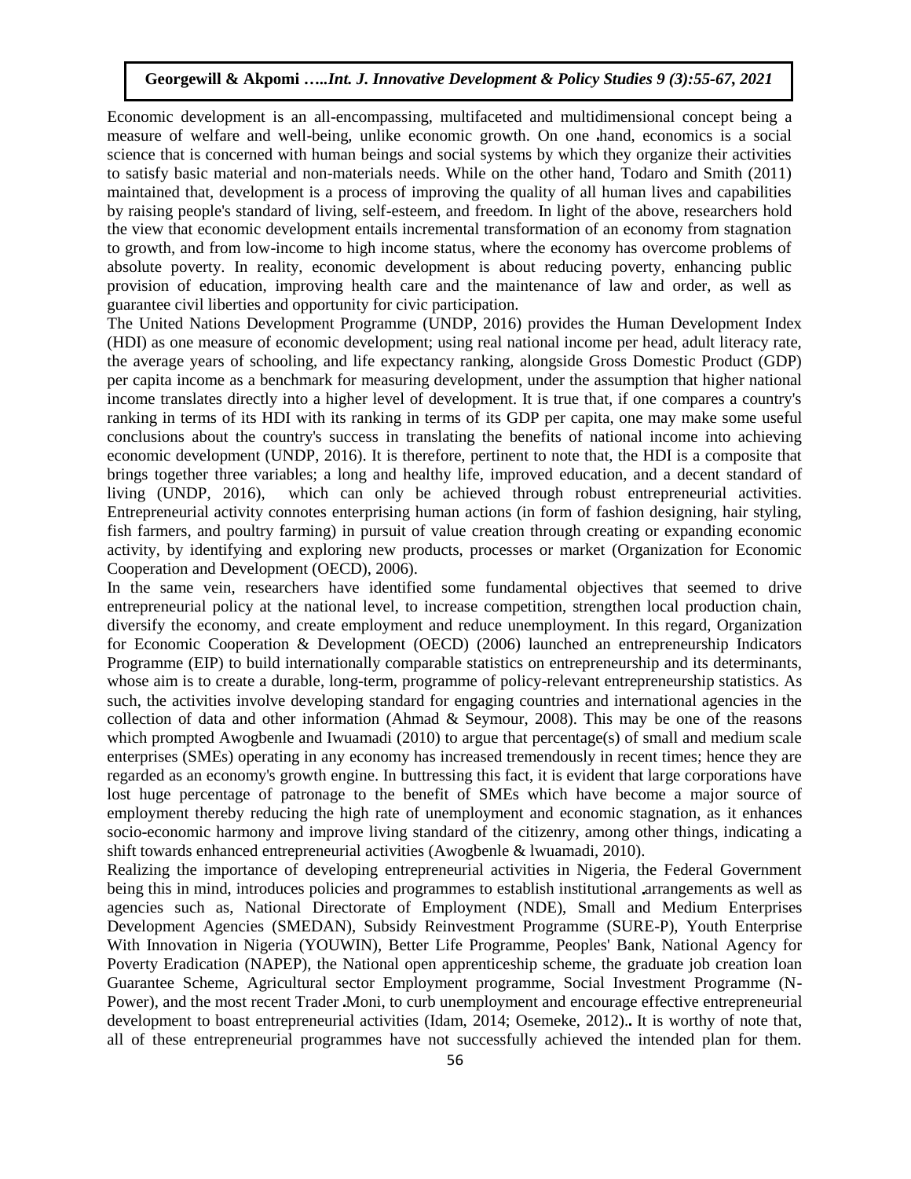Economic development is an all-encompassing, multifaceted and multidimensional concept being a measure of welfare and well-being, unlike economic growth. On one hand, economics is a social science that is concerned with human beings and social systems by which they organize their activities to satisfy basic material and non-materials needs. While on the other hand, Todaro and Smith (2011) maintained that, development is a process of improving the quality of all human lives and capabilities by raising people's standard of living, self-esteem, and freedom. In light of the above, researchers hold the view that economic development entails incremental transformation of an economy from stagnation to growth, and from low-income to high income status, where the economy has overcome problems of absolute poverty. In reality, economic development is about reducing poverty, enhancing public provision of education, improving health care and the maintenance of law and order, as well as guarantee civil liberties and opportunity for civic participation.

The United Nations Development Programme (UNDP, 2016) provides the Human Development Index (HDI) as one measure of economic development; using real national income per head, adult literacy rate, the average years of schooling, and life expectancy ranking, alongside Gross Domestic Product (GDP) per capita income as a benchmark for measuring development, under the assumption that higher national income translates directly into a higher level of development. It is true that, if one compares a country's ranking in terms of its HDI with its ranking in terms of its GDP per capita, one may make some useful conclusions about the country's success in translating the benefits of national income into achieving economic development (UNDP, 2016). It is therefore, pertinent to note that, the HDI is a composite that brings together three variables; a long and healthy life, improved education, and a decent standard of living (UNDP, 2016), which can only be achieved through robust entrepreneurial activities. Entrepreneurial activity connotes enterprising human actions (in form of fashion designing, hair styling, fish farmers, and poultry farming) in pursuit of value creation through creating or expanding economic activity, by identifying and exploring new products, processes or market (Organization for Economic Cooperation and Development (OECD), 2006).

In the same vein, researchers have identified some fundamental objectives that seemed to drive entrepreneurial policy at the national level, to increase competition, strengthen local production chain, diversify the economy, and create employment and reduce unemployment. In this regard, Organization for Economic Cooperation & Development (OECD) (2006) launched an entrepreneurship Indicators Programme (EIP) to build internationally comparable statistics on entrepreneurship and its determinants, whose aim is to create a durable, long-term, programme of policy-relevant entrepreneurship statistics. As such, the activities involve developing standard for engaging countries and international agencies in the collection of data and other information (Ahmad & Seymour, 2008). This may be one of the reasons which prompted Awogbenle and Iwuamadi (2010) to argue that percentage(s) of small and medium scale enterprises (SMEs) operating in any economy has increased tremendously in recent times; hence they are regarded as an economy's growth engine. In buttressing this fact, it is evident that large corporations have lost huge percentage of patronage to the benefit of SMEs which have become a major source of employment thereby reducing the high rate of unemployment and economic stagnation, as it enhances socio-economic harmony and improve living standard of the citizenry, among other things, indicating a shift towards enhanced entrepreneurial activities (Awogbenle & lwuamadi, 2010).

Realizing the importance of developing entrepreneurial activities in Nigeria, the Federal Government being this in mind, introduces policies and programmes to establish institutional arrangements as well as agencies such as, National Directorate of Employment (NDE), Small and Medium Enterprises Development Agencies (SMEDAN), Subsidy Reinvestment Programme (SURE-P), Youth Enterprise With Innovation in Nigeria (YOUWIN), Better Life Programme, Peoples' Bank, National Agency for Poverty Eradication (NAPEP), the National open apprenticeship scheme, the graduate job creation loan Guarantee Scheme, Agricultural sector Employment programme, Social Investment Programme (N-Power), and the most recent Trader Moni, to curb unemployment and encourage effective entrepreneurial development to boast entrepreneurial activities (Idam, 2014; Osemeke, 2012). It is worthy of note that, all of these entrepreneurial programmes have not successfully achieved the intended plan for them.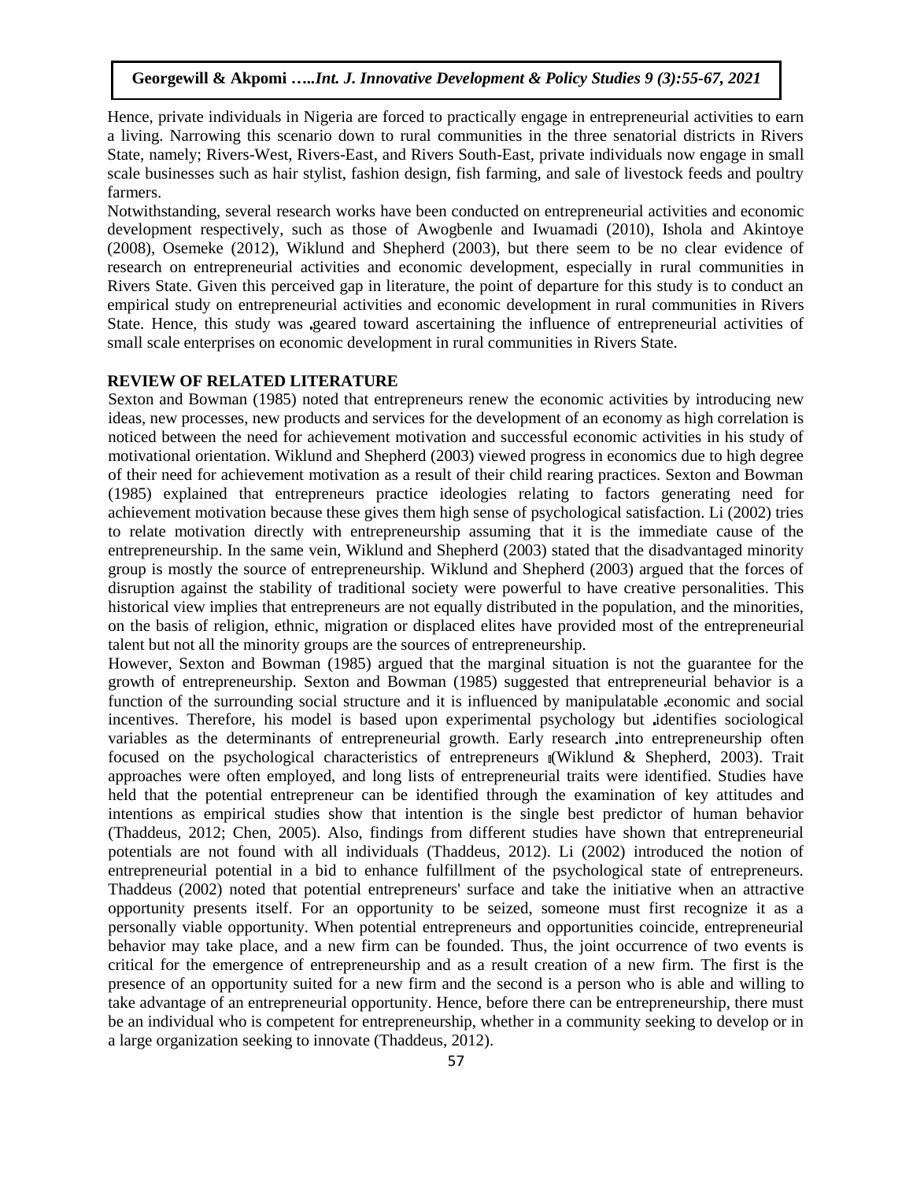Hence, private individuals in Nigeria are forced to practically engage in entrepreneurial activities to earn a living. Narrowing this scenario down to rural communities in the three senatorial districts in Rivers State, namely; Rivers-West, Rivers-East, and Rivers South-East, private individuals now engage in small scale businesses such as hair stylist, fashion design, fish farming, and sale of livestock feeds and poultry farmers.

Notwithstanding, several research works have been conducted on entrepreneurial activities and economic development respectively, such as those of Awogbenle and Iwuamadi (2010), Ishola and Akintoye (2008), Osemeke (2012), Wiklund and Shepherd (2003), but there seem to be no clear evidence of research on entrepreneurial activities and economic development, especially in rural communities in Rivers State. Given this perceived gap in literature, the point of departure for this study is to conduct an empirical study on entrepreneurial activities and economic development in rural communities in Rivers State. Hence, this study was geared toward ascertaining the influence of entrepreneurial activities of small scale enterprises on economic development in rural communities in Rivers State.

## REVIEW OF RELATED LITERATURE

Sexton and Bowman (1985) noted that entrepreneurs renew the economic activities by introducing new ideas, new processes, new products and services for the development of an economy as high correlation is noticed between the need for achievement motivation and successful economic activities in his study of motivational orientation. Wiklund and Shepherd (2003) viewed progress in economics due to high degree of their need for achievement motivation as a result of their child rearing practices. Sexton and Bowman (1985) explained that entrepreneurs practice ideologies relating to factors generating need for achievement motivation because these gives them high sense of psychological satisfaction. Li (2002) tries to relate motivation directly with entrepreneurship assuming that it is the immediate cause of the entrepreneurship. In the same vein, Wiklund and Shepherd (2003) stated that the disadvantaged minority group is mostly the source of entrepreneurship. Wiklund and Shepherd (2003) argued that the forces of disruption against the stability of traditional society were powerful to have creative personalities. This historical view implies that entrepreneurs are not equally distributed in the population, and the minorities, on the basis of religion, ethnic, migration or displaced elites have provided most of the entrepreneurial talent but not all the minority groups are the sources of entrepreneurship.

However, Sexton and Bowman (1985) argued that the marginal situation is not the guarantee for the growth of entrepreneurship. Sexton and Bowman (1985) suggested that entrepreneurial behavior is a function of the surrounding social structure and it is influenced by manipulatable economic and social incentives. Therefore, his model is based upon experimental psychology but identifies sociological variables as the determinants of entrepreneurial growth. Early research into entrepreneurship often focused on the psychological characteristics of entrepreneurs (Wiklund & Shepherd, 2003). Trait approaches were often employed, and long lists of entrepreneurial traits were identified. Studies have held that the potential entrepreneur can be identified through the examination of key attitudes and intentions as empirical studies show that intention is the single best predictor of human behavior (Thaddeus, 2012; Chen, 2005). Also, findings from different studies have shown that entrepreneurial potentials are not found with all individuals (Thaddeus, 2012). Li (2002) introduced the notion of entrepreneurial potential in a bid to enhance fulfillment of the psychological state of entrepreneurs. Thaddeus (2002) noted that potential entrepreneurs' surface and take the initiative when an attractive opportunity presents itself. For an opportunity to be seized, someone must first recognize it as a personally viable opportunity. When potential entrepreneurs and opportunities coincide, entrepreneurial behavior may take place, and a new firm can be founded. Thus, the joint occurrence of two events is critical for the emergence of entrepreneurship and as a result creation of a new firm. The first is the presence of an opportunity suited for a new firm and the second is a person who is able and willing to take advantage of an entrepreneurial opportunity. Hence, before there can be entrepreneurship, there must be an individual who is competent for entrepreneurship, whether in a community seeking to develop or in a large organization seeking to innovate (Thaddeus, 2012).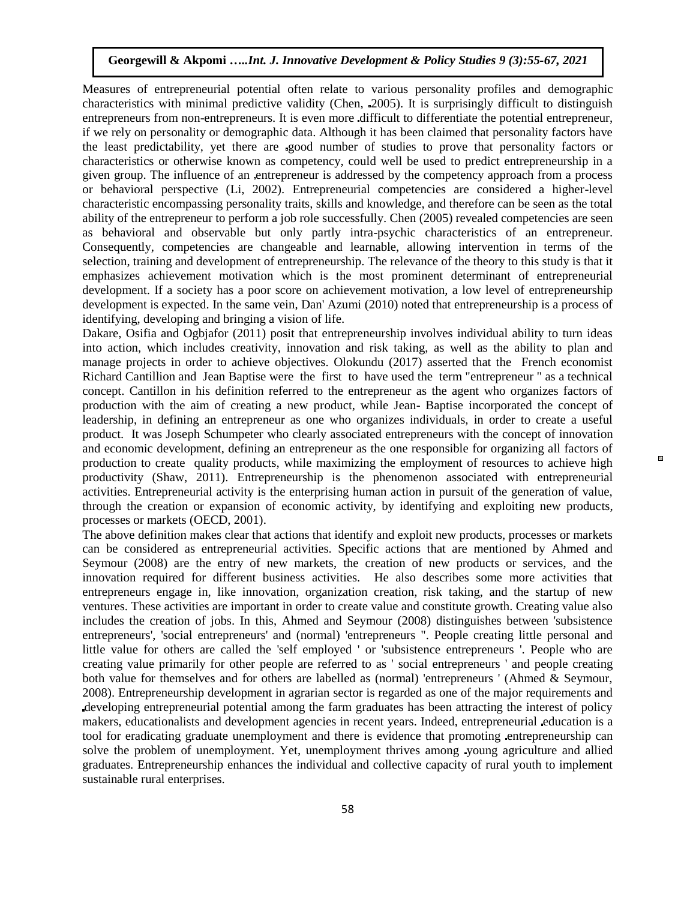Measures of entrepreneurial potential often relate to various personality profiles and demographic characteristics with minimal predictive validity (Chen, 2005). It is surprisingly difficult to distinguish entrepreneurs from non-entrepreneurs. It is even more difficult to differentiate the potential entrepreneur, if we rely on personality or demographic data. Although it has been claimed that personality factors have the least predictability, yet there are good number of studies to prove that personality factors or characteristics or otherwise known as competency, could well be used to predict entrepreneurship in a given group. The influence of an entrepreneur is addressed by the competency approach from a process or behavioral perspective (Li, 2002). Entrepreneurial competencies are considered a higher-level characteristic encompassing personality traits, skills and knowledge, and therefore can be seen as the total ability of the entrepreneur to perform a job role successfully. Chen (2005) revealed competencies are seen as behavioral and observable but only partly intra-psychic characteristics of an entrepreneur. Consequently, competencies are changeable and learnable, allowing intervention in terms of the selection, training and development of entrepreneurship. The relevance of the theory to this study is that it emphasizes achievement motivation which is the most prominent determinant of entrepreneurial development. If a society has a poor score on achievement motivation, a low level of entrepreneurship development is expected. In the same vein, Dan' Azumi (2010) noted that entrepreneurship is a process of identifying, developing and bringing a vision of life.

Dakare, Osifia and Ogbjafor (2011) posit that entrepreneurship involves individual ability to turn ideas into action, which includes creativity, innovation and risk taking, as well as the ability to plan and manage projects in order to achieve objectives. Olokundu (2017) asserted that the French economist Richard Cantillion and Jean Baptise were the first to have used the term "entrepreneur " as a technical concept. Cantillon in his definition referred to the entrepreneur as the agent who organizes factors of production with the aim of creating a new product, while Jean- Baptise incorporated the concept of leadership, in defining an entrepreneur as one who organizes individuals, in order to create a useful product. It was Joseph Schumpeter who clearly associated entrepreneurs with the concept of innovation and economic development, defining an entrepreneur as the one responsible for organizing all factors of production to create quality products, while maximizing the employment of resources to achieve high productivity (Shaw, 2011). Entrepreneurship is the phenomenon associated with entrepreneurial activities. Entrepreneurial activity is the enterprising human action in pursuit of the generation of value, through the creation or expansion of economic activity, by identifying and exploiting new products, processes or markets (OECD, 2001).

The above definition makes clear that actions that identify and exploit new products, processes or markets can be considered as entrepreneurial activities. Specific actions that are mentioned by Ahmed and Seymour (2008) are the entry of new markets, the creation of new products or services, and the innovation required for different business activities. He also describes some more activities that entrepreneurs engage in, like innovation, organization creation, risk taking, and the startup of new ventures. These activities are important in order to create value and constitute growth. Creating value also includes the creation of jobs. In this, Ahmed and Seymour (2008) distinguishes between 'subsistence entrepreneurs', 'social entrepreneurs' and (normal) 'entrepreneurs ". People creating little personal and little value for others are called the 'self employed ' or 'subsistence entrepreneurs '. People who are creating value primarily for other people are referred to as ' social entrepreneurs ' and people creating both value for themselves and for others are labelled as (normal) 'entrepreneurs ' (Ahmed & Seymour, 2008). Entrepreneurship development in agrarian sector is regarded as one of the major requirements and developing entrepreneurial potential among the farm graduates has been attracting the interest of policy makers, educationalists and development agencies in recent years. Indeed, entrepreneurial education is a tool for eradicating graduate unemployment and there is evidence that promoting entrepreneurship can solve the problem of unemployment. Yet, unemployment thrives among young agriculture and allied graduates. Entrepreneurship enhances the individual and collective capacity of rural youth to implement sustainable rural enterprises.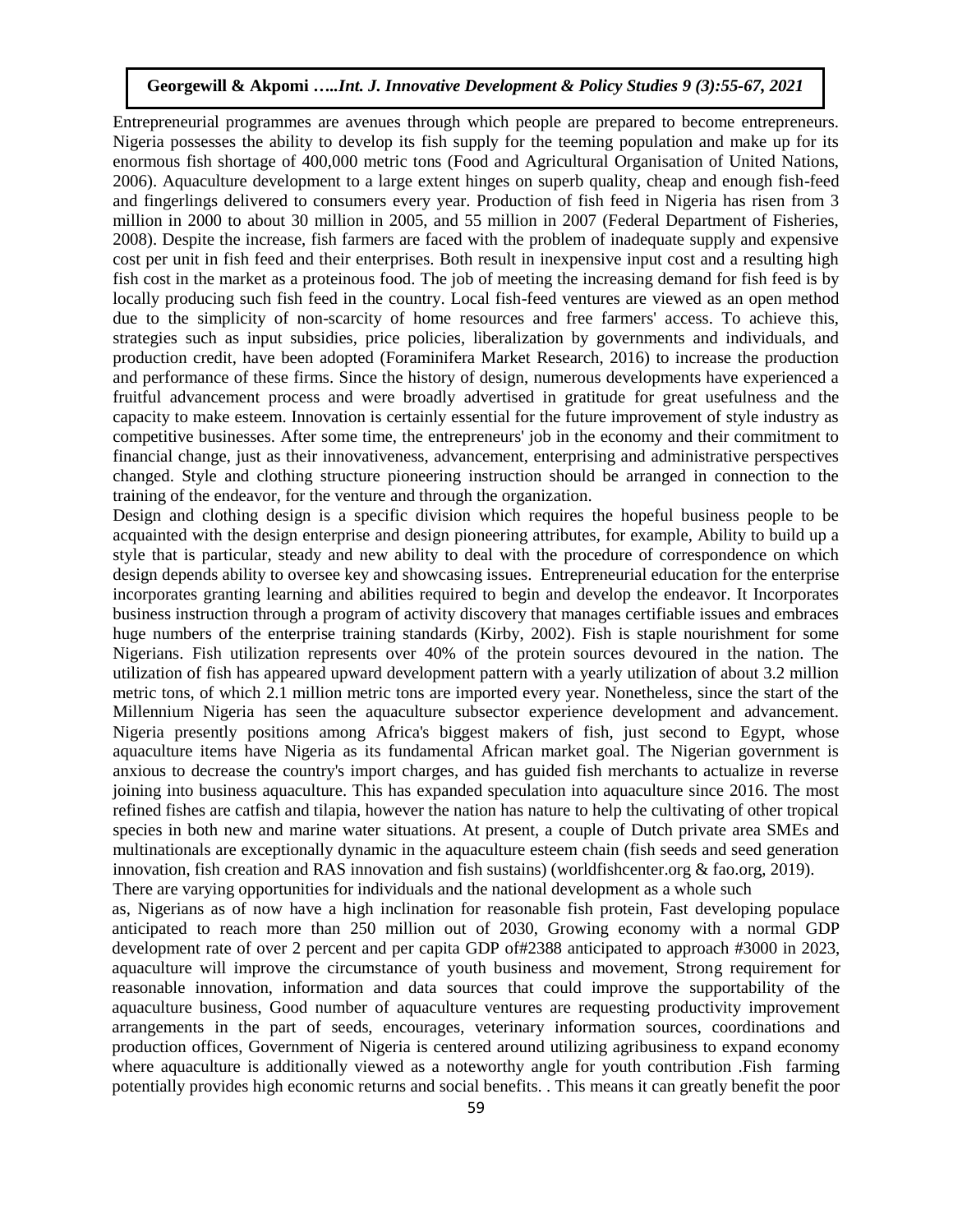Entrepreneurial programmes are avenues through which people are prepared to become entrepreneurs. Nigeria possesses the ability to develop its fish supply for the teeming population and make up for its enormous fish shortage of 400,000 metric tons (Food and Agricultural Organisation of United Nations, 2006). Aquaculture development to a large extent hinges on superb quality, cheap and enough fish-feed and fingerlings delivered to consumers every year. Production of fish feed in Nigeria has risen from 3 million in 2000 to about 30 million in 2005, and 55 million in 2007 (Federal Department of Fisheries, 2008). Despite the increase, fish farmers are faced with the problem of inadequate supply and expensive cost per unit in fish feed and their enterprises. Both result in inexpensive input cost and a resulting high fish cost in the market as a proteinous food. The job of meeting the increasing demand for fish feed is by locally producing such fish feed in the country. Local fish-feed ventures are viewed as an open method due to the simplicity of non-scarcity of home resources and free farmers' access. To achieve this, strategies such as input subsidies, price policies, liberalization by governments and individuals, and production credit, have been adopted (Foraminifera Market Research, 2016) to increase the production and performance of these firms. Since the history of design, numerous developments have experienced a fruitful advancement process and were broadly advertised in gratitude for great usefulness and the capacity to make esteem. Innovation is certainly essential for the future improvement of style industry as competitive businesses. After some time, the entrepreneurs' job in the economy and their commitment to financial change, just as their innovativeness, advancement, enterprising and administrative perspectives changed. Style and clothing structure pioneering instruction should be arranged in connection to the training of the endeavor, for the venture and through the organization.

Design and clothing design is a specific division which requires the hopeful business people to be acquainted with the design enterprise and design pioneering attributes, for example, Ability to build up a style that is particular, steady and new ability to deal with the procedure of correspondence on which design depends ability to oversee key and showcasing issues. Entrepreneurial education for the enterprise incorporates granting learning and abilities required to begin and develop the endeavor. It Incorporates business instruction through a program of activity discovery that manages certifiable issues and embraces huge numbers of the enterprise training standards (Kirby, 2002). Fish is staple nourishment for some Nigerians. Fish utilization represents over 40% of the protein sources devoured in the nation. The utilization of fish has appeared upward development pattern with a yearly utilization of about 3.2 million metric tons, of which 2.1 million metric tons are imported every year. Nonetheless, since the start of the Millennium Nigeria has seen the aquaculture subsector experience development and advancement. Nigeria presently positions among Africa's biggest makers of fish, just second to Egypt, whose aquaculture items have Nigeria as its fundamental African market goal. The Nigerian government is anxious to decrease the country's import charges, and has guided fish merchants to actualize in reverse joining into business aquaculture. This has expanded speculation into aquaculture since 2016. The most refined fishes are catfish and tilapia, however the nation has nature to help the cultivating of other tropical species in both new and marine water situations. At present, a couple of Dutch private area SMEs and multinationals are exceptionally dynamic in the aquaculture esteem chain (fish seeds and seed generation innovation, fish creation and RAS innovation and fish sustains) (worldfishcenter.org & fao.org, 2019).

There are varying opportunities for individuals and the national development as a whole such as, Nigerians as of now have a high inclination for reasonable fish protein, Fast developing populace anticipated to reach more than 250 million out of 2030, Growing economy with a normal GDP development rate of over 2 percent and per capita GDP of#2388 anticipated to approach #3000 in 2023, aquaculture will improve the circumstance of youth business and movement, Strong requirement for reasonable innovation, information and data sources that could improve the supportability of the aquaculture business, Good number of aquaculture ventures are requesting productivity improvement arrangements in the part of seeds, encourages, veterinary information sources, coordinations and production offices, Government of Nigeria is centered around utilizing agribusiness to expand economy where aquaculture is additionally viewed as a noteworthy angle for youth contribution .Fish farming potentially provides high economic returns and social benefits. . This means it can greatly benefit the poor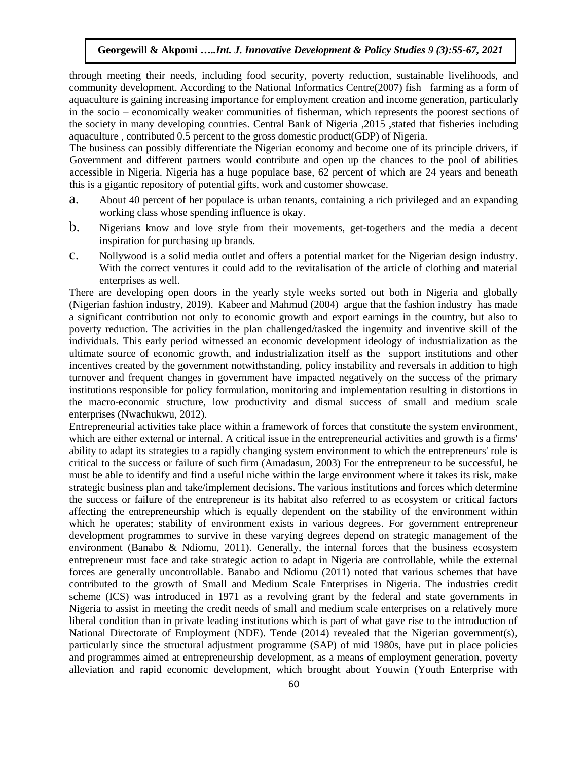through meeting their needs, including food security, poverty reduction, sustainable livelihoods, and community development. According to the National Informatics Centre(2007) fish farming as a form of aquaculture is gaining increasing importance for employment creation and income generation, particularly in the socio – economically weaker communities of fisherman, which represents the poorest sections of the society in many developing countries. Central Bank of Nigeria ,2015 ,stated that fisheries including aquaculture , contributed 0.5 percent to the gross domestic product(GDP) of Nigeria.

The business can possibly differentiate the Nigerian economy and become one of its principle drivers, if Government and different partners would contribute and open up the chances to the pool of abilities accessible in Nigeria. Nigeria has a huge populace base, 62 percent of which are 24 years and beneath this is a gigantic repository of potential gifts, work and customer showcase.

a. About 40 percent of her populace is urban tenants, containing a rich privileged and an expanding working class whose spending influence is okay.

b. Nigerians know and love style from their movements, get-togethers and the media a decent inspiration for purchasing up brands.

c. Nollywood is a solid media outlet and offers a potential market for the Nigerian design industry. With the correct ventures it could add to the revitalisation of the article of clothing and material enterprises as well.

There are developing open doors in the yearly style weeks sorted out both in Nigeria and globally (Nigerian fashion industry, 2019). Kabeer and Mahmud (2004) argue that the fashion industry has made a significant contribution not only to economic growth and export earnings in the country, but also to poverty reduction. The activities in the plan challenged/tasked the ingenuity and inventive skill of the individuals. This early period witnessed an economic development ideology of industrialization as the ultimate source of economic growth, and industrialization itself as the support institutions and other incentives created by the government notwithstanding, policy instability and reversals in addition to high turnover and frequent changes in government have impacted negatively on the success of the primary institutions responsible for policy formulation, monitoring and implementation resulting in distortions in the macro-economic structure, low productivity and dismal success of small and medium scale enterprises (Nwachukwu, 2012).

Entrepreneurial activities take place within a framework of forces that constitute the system environment, which are either external or internal. A critical issue in the entrepreneurial activities and growth is a firms' ability to adapt its strategies to a rapidly changing system environment to which the entrepreneurs' role is critical to the success or failure of such firm (Amadasun, 2003) For the entrepreneur to be successful, he must be able to identify and find a useful niche within the large environment where it takes its risk, make strategic business plan and take/implement decisions. The various institutions and forces which determine the success or failure of the entrepreneur is its habitat also referred to as ecosystem or critical factors affecting the entrepreneurship which is equally dependent on the stability of the environment within which he operates; stability of environment exists in various degrees. For government entrepreneur development programmes to survive in these varying degrees depend on strategic management of the environment (Banabo & Ndiomu, 2011). Generally, the internal forces that the business ecosystem entrepreneur must face and take strategic action to adapt in Nigeria are controllable, while the external forces are generally uncontrollable. Banabo and Ndiomu (2011) noted that various schemes that have contributed to the growth of Small and Medium Scale Enterprises in Nigeria. The industries credit scheme (ICS) was introduced in 1971 as a revolving grant by the federal and state governments in Nigeria to assist in meeting the credit needs of small and medium scale enterprises on a relatively more liberal condition than in private leading institutions which is part of what gave rise to the introduction of National Directorate of Employment (NDE). Tende (2014) revealed that the Nigerian government(s), particularly since the structural adjustment programme (SAP) of mid 1980s, have put in place policies and programmes aimed at entrepreneurship development, as a means of employment generation, poverty alleviation and rapid economic development, which brought about Youwin (Youth Enterprise with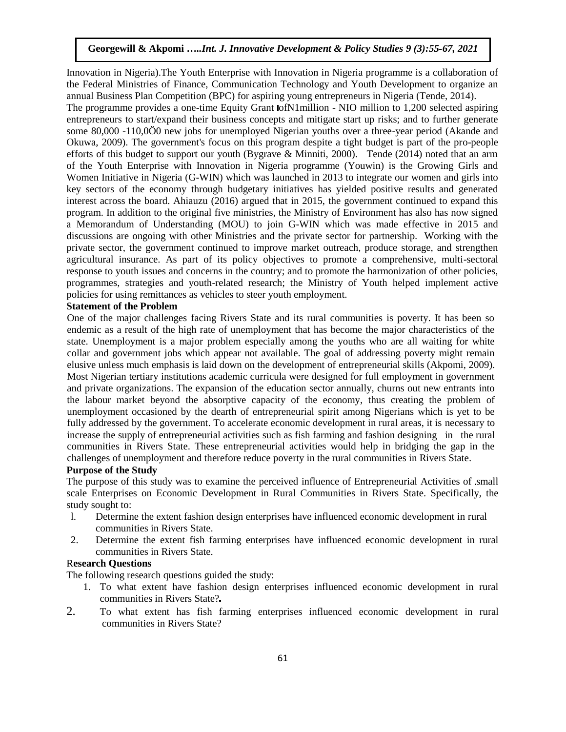Innovation in Nigeria).The Youth Enterprise with Innovation in Nigeria programme is a collaboration of the Federal Ministries of Finance, Communication Technology and Youth Development to organize an annual Business Plan Competition (BPC) for aspiring young entrepreneurs in Nigeria (Tende, 2014).

The programme provides a one-time Equity Grant ofN1million - NIO million to 1,200 selected aspiring entrepreneurs to start/expand their business concepts and mitigate start up risks; and to further generate some 80,000 -110,0Ö0 new jobs for unemployed Nigerian youths over a three-year period (Akande and Okuwa, 2009). The government's focus on this program despite a tight budget is part of the pro-people efforts of this budget to support our youth (Bygrave & Minniti, 2000). Tende (2014) noted that an arm of the Youth Enterprise with Innovation in Nigeria programme (Youwin) is the Growing Girls and Women Initiative in Nigeria (G-WIN) which was launched in 2013 to integrate our women and girls into key sectors of the economy through budgetary initiatives has yielded positive results and generated interest across the board. Ahiauzu (2016) argued that in 2015, the government continued to expand this program. In addition to the original five ministries, the Ministry of Environment has also has now signed a Memorandum of Understanding (MOU) to join G-WIN which was made effective in 2015 and discussions are ongoing with other Ministries and the private sector for partnership. Working with the private sector, the government continued to improve market outreach, produce storage, and strengthen agricultural insurance. As part of its policy objectives to promote a comprehensive, multi-sectoral response to youth issues and concerns in the country; and to promote the harmonization of other policies, programmes, strategies and youth-related research; the Ministry of Youth helped implement active policies for using remittances as vehicles to steer youth employment.

**Statement of the Problem**

One of the major challenges facing Rivers State and its rural communities is poverty. It has been so endemic as a result of the high rate of unemployment that has become the major characteristics of the state. Unemployment is a major problem especially among the youths who are all waiting for white collar and government jobs which appear not available. The goal of addressing poverty might remain elusive unless much emphasis is laid down on the development of entrepreneurial skills (Akpomi, 2009). Most Nigerian tertiary institutions academic curricula were designed for full employment in government and private organizations. The expansion of the education sector annually, churns out new entrants into the labour market beyond the absorptive capacity of the economy, thus creating the problem of unemployment occasioned by the dearth of entrepreneurial spirit among Nigerians which is yet to be fully addressed by the government. To accelerate economic development in rural areas, it is necessary to increase the supply of entrepreneurial activities such as fish farming and fashion designing in the rural communities in Rivers State. These entrepreneurial activities would help in bridging the gap in the challenges of unemployment and therefore reduce poverty in the rural communities in Rivers State.

**Purpose of the Study**

The purpose of this study was to examine the perceived influence of Entrepreneurial Activities of small scale Enterprises on Economic Development in Rural Communities in Rivers State. Specifically, the study sought to:

1. Determine the extent fashion design enterprises have influenced economic development in rural communities in Rivers State.
2. Determine the extent fish farming enterprises have influenced economic development in rural communities in Rivers State.

**Research Questions**

The following research questions guided the study:

1. To what extent have fashion design enterprises influenced economic development in rural communities in Rivers State?
2. To what extent has fish farming enterprises influenced economic development in rural communities in Rivers State?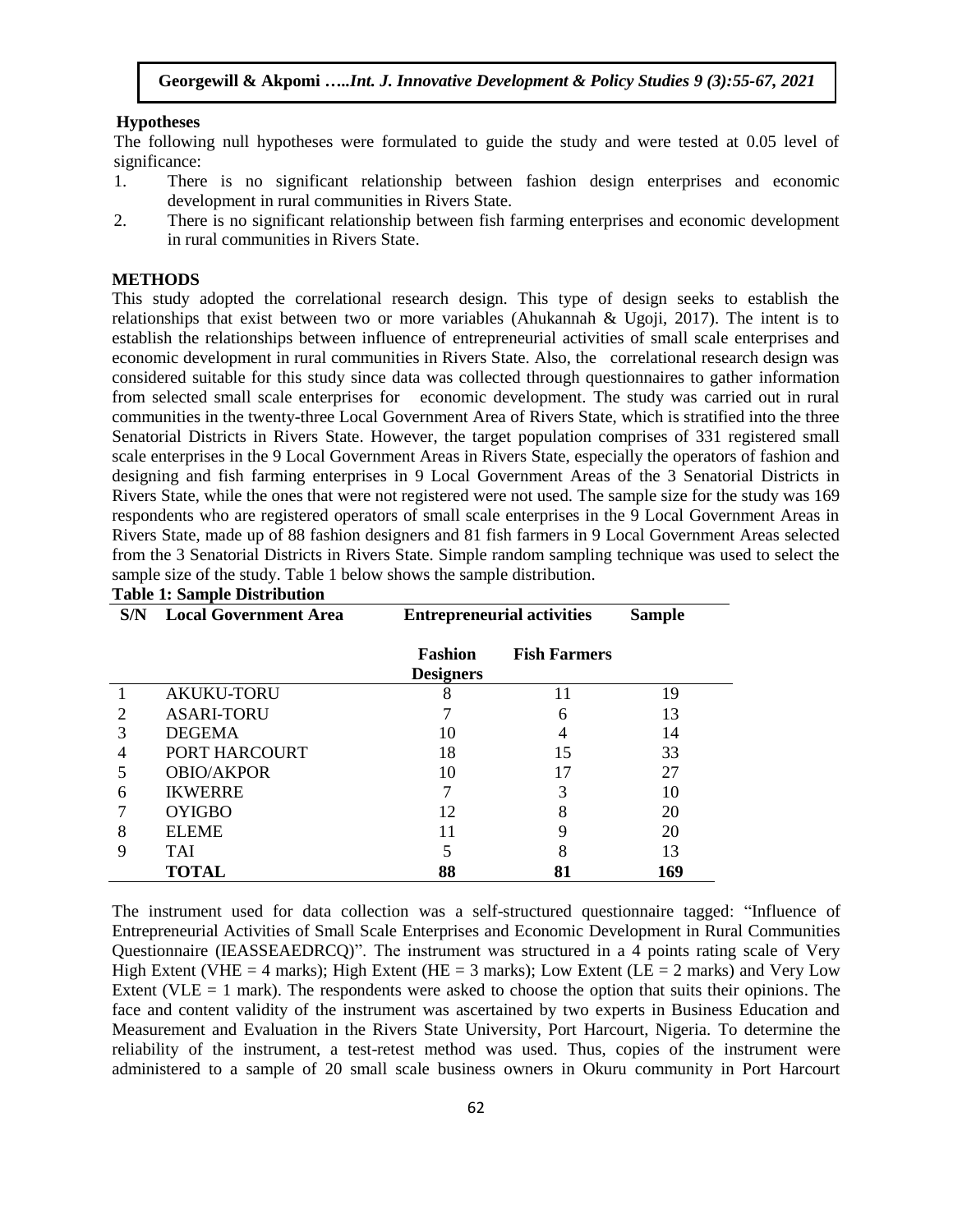**Hypotheses**

The following null hypotheses were formulated to guide the study and were tested at 0.05 level of significance:

1. There is no significant relationship between fashion design enterprises and economic development in rural communities in Rivers State.
2. There is no significant relationship between fish farming enterprises and economic development in rural communities in Rivers State.

## METHODS

This study adopted the correlational research design. This type of design seeks to establish the relationships that exist between two or more variables (Ahukannah & Ugoji, 2017). The intent is to establish the relationships between influence of entrepreneurial activities of small scale enterprises and economic development in rural communities in Rivers State. Also, the correlational research design was considered suitable for this study since data was collected through questionnaires to gather information from selected small scale enterprises for economic development. The study was carried out in rural communities in the twenty-three Local Government Area of Rivers State, which is stratified into the three Senatorial Districts in Rivers State. However, the target population comprises of 331 registered small scale enterprises in the 9 Local Government Areas in Rivers State, especially the operators of fashion and designing and fish farming enterprises in 9 Local Government Areas of the 3 Senatorial Districts in Rivers State, while the ones that were not registered were not used. The sample size for the study was 169 respondents who are registered operators of small scale enterprises in the 9 Local Government Areas in Rivers State, made up of 88 fashion designers and 81 fish farmers in 9 Local Government Areas selected from the 3 Senatorial Districts in Rivers State. Simple random sampling technique was used to select the sample size of the study. Table 1 below shows the sample distribution.

**Table 1: Sample Distribution**

| S/N | Local Government Area | Entrepreneurial activities | | Sample |
|---|---|---|---|---|
| | | Fashion Designers | Fish Farmers | |
| 1 | AKUKU-TORU | 8 | 11 | 19 |
| 2 | ASARI-TORU | 7 | 6 | 13 |
| 3 | DEGEMA | 10 | 4 | 14 |
| 4 | PORT HARCOURT | 18 | 15 | 33 |
| 5 | OBIO/AKPOR | 10 | 17 | 27 |
| 6 | IKWERRE | 7 | 3 | 10 |
| 7 | OYIGBO | 12 | 8 | 20 |
| 8 | ELEME | 11 | 9 | 20 |
| 9 | TAI | 5 | 8 | 13 |
| | **TOTAL** | **88** | **81** | **169** |

The instrument used for data collection was a self-structured questionnaire tagged: "Influence of Entrepreneurial Activities of Small Scale Enterprises and Economic Development in Rural Communities Questionnaire (IEASSEAEDRCQ)". The instrument was structured in a 4 points rating scale of Very High Extent (VHE = 4 marks); High Extent (HE = 3 marks); Low Extent (LE = 2 marks) and Very Low Extent (VLE = 1 mark). The respondents were asked to choose the option that suits their opinions. The face and content validity of the instrument was ascertained by two experts in Business Education and Measurement and Evaluation in the Rivers State University, Port Harcourt, Nigeria. To determine the reliability of the instrument, a test-retest method was used. Thus, copies of the instrument were administered to a sample of 20 small scale business owners in Okuru community in Port Harcourt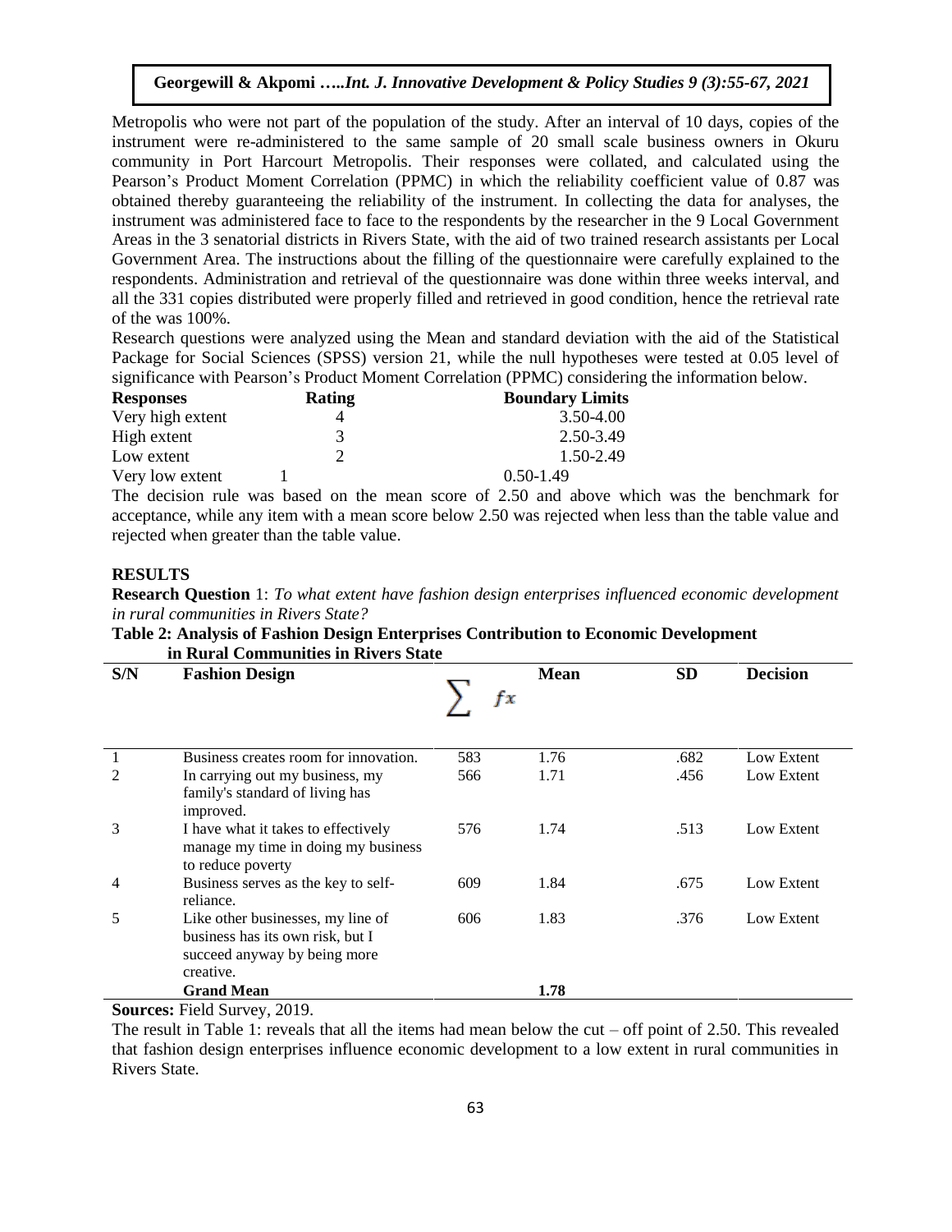Metropolis who were not part of the population of the study. After an interval of 10 days, copies of the instrument were re-administered to the same sample of 20 small scale business owners in Okuru community in Port Harcourt Metropolis. Their responses were collated, and calculated using the Pearson's Product Moment Correlation (PPMC) in which the reliability coefficient value of 0.87 was obtained thereby guaranteeing the reliability of the instrument. In collecting the data for analyses, the instrument was administered face to face to the respondents by the researcher in the 9 Local Government Areas in the 3 senatorial districts in Rivers State, with the aid of two trained research assistants per Local Government Area. The instructions about the filling of the questionnaire were carefully explained to the respondents. Administration and retrieval of the questionnaire was done within three weeks interval, and all the 331 copies distributed were properly filled and retrieved in good condition, hence the retrieval rate of the was 100%.

Research questions were analyzed using the Mean and standard deviation with the aid of the Statistical Package for Social Sciences (SPSS) version 21, while the null hypotheses were tested at 0.05 level of significance with Pearson's Product Moment Correlation (PPMC) considering the information below.

| **Responses** | **Rating** | **Boundary Limits** |
|---|---|---|
| Very high extent | 4 | 3.50-4.00 |
| High extent | 3 | 2.50-3.49 |
| Low extent | 2 | 1.50-2.49 |
| Very low extent | 1 | 0.50-1.49 |

The decision rule was based on the mean score of 2.50 and above which was the benchmark for acceptance, while any item with a mean score below 2.50 was rejected when less than the table value and rejected when greater than the table value.

## RESULTS

**Research Question** 1: *To what extent have fashion design enterprises influenced economic development in rural communities in Rivers State?*

**Table 2: Analysis of Fashion Design Enterprises Contribution to Economic Development in Rural Communities in Rivers State**

| S/N | Fashion Design | $\sum fx$ | Mean | SD | Decision |
|---|---|---|---|---|---|
| 1 | Business creates room for innovation. | 583 | 1.76 | .682 | Low Extent |
| 2 | In carrying out my business, my family's standard of living has improved. | 566 | 1.71 | .456 | Low Extent |
| 3 | I have what it takes to effectively manage my time in doing my business to reduce poverty | 576 | 1.74 | .513 | Low Extent |
| 4 | Business serves as the key to self-reliance. | 609 | 1.84 | .675 | Low Extent |
| 5 | Like other businesses, my line of business has its own risk, but I succeed anyway by being more creative. | 606 | 1.83 | .376 | Low Extent |
| | **Grand Mean** | | **1.78** | | |

**Sources:** Field Survey, 2019.

The result in Table 1: reveals that all the items had mean below the cut – off point of 2.50. This revealed that fashion design enterprises influence economic development to a low extent in rural communities in Rivers State.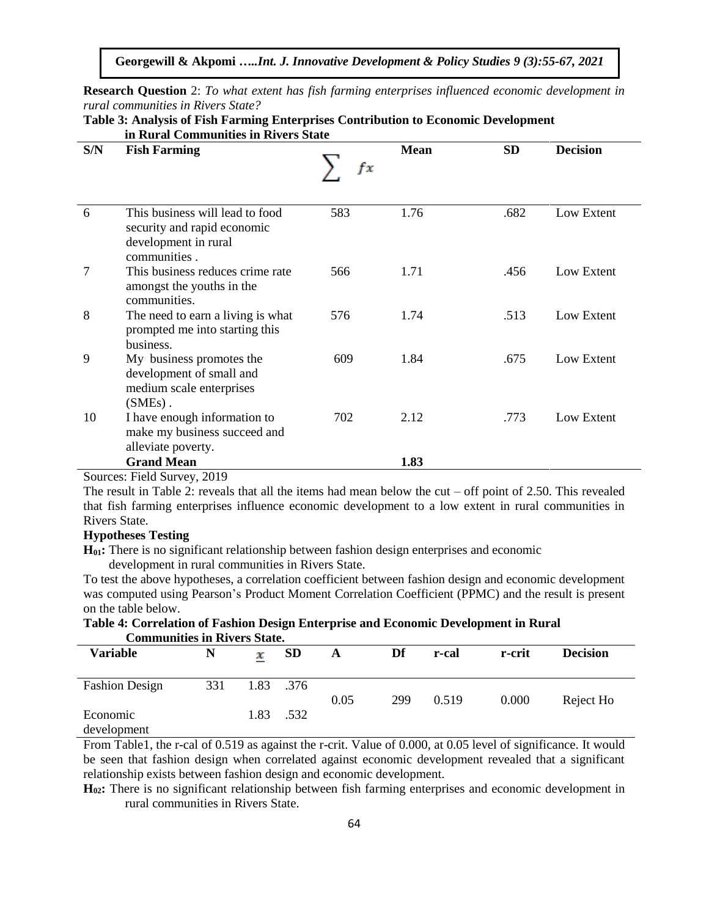**Research Question** 2: *To what extent has fish farming enterprises influenced economic development in rural communities in Rivers State?*

**Table 3: Analysis of Fish Farming Enterprises Contribution to Economic Development in Rural Communities in Rivers State**

| S/N | Fish Farming | $\sum fx$ | Mean | SD | Decision |
|---|---|---|---|---|---|
| 6 | This business will lead to food security and rapid economic development in rural communities . | 583 | 1.76 | .682 | Low Extent |
| 7 | This business reduces crime rate amongst the youths in the communities. | 566 | 1.71 | .456 | Low Extent |
| 8 | The need to earn a living is what prompted me into starting this business. | 576 | 1.74 | .513 | Low Extent |
| 9 | My business promotes the development of small and medium scale enterprises (SMEs) . | 609 | 1.84 | .675 | Low Extent |
| 10 | I have enough information to make my business succeed and alleviate poverty. | 702 | 2.12 | .773 | Low Extent |
| | **Grand Mean** | | **1.83** | | |

Sources: Field Survey, 2019

The result in Table 2: reveals that all the items had mean below the cut – off point of 2.50. This revealed that fish farming enterprises influence economic development to a low extent in rural communities in Rivers State.

**Hypotheses Testing**

**$H_{01}$:** There is no significant relationship between fashion design enterprises and economic development in rural communities in Rivers State.

To test the above hypotheses, a correlation coefficient between fashion design and economic development was computed using Pearson's Product Moment Correlation Coefficient (PPMC) and the result is present on the table below.

**Table 4: Correlation of Fashion Design Enterprise and Economic Development in Rural Communities in Rivers State.**

| Variable | N | $\bar{x}$ | SD | A | Df | r-cal | r-crit | Decision |
|---|---|---|---|---|---|---|---|---|
| Fashion Design | 331 | 1.83 | .376 | 0.05 | 299 | 0.519 | 0.000 | Reject Ho |
| Economic development | | 1.83 | .532 | | | | | |

From Table1, the r-cal of 0.519 as against the r-crit. Value of 0.000, at 0.05 level of significance. It would be seen that fashion design when correlated against economic development revealed that a significant relationship exists between fashion design and economic development.

**$H_{02}$:** There is no significant relationship between fish farming enterprises and economic development in rural communities in Rivers State.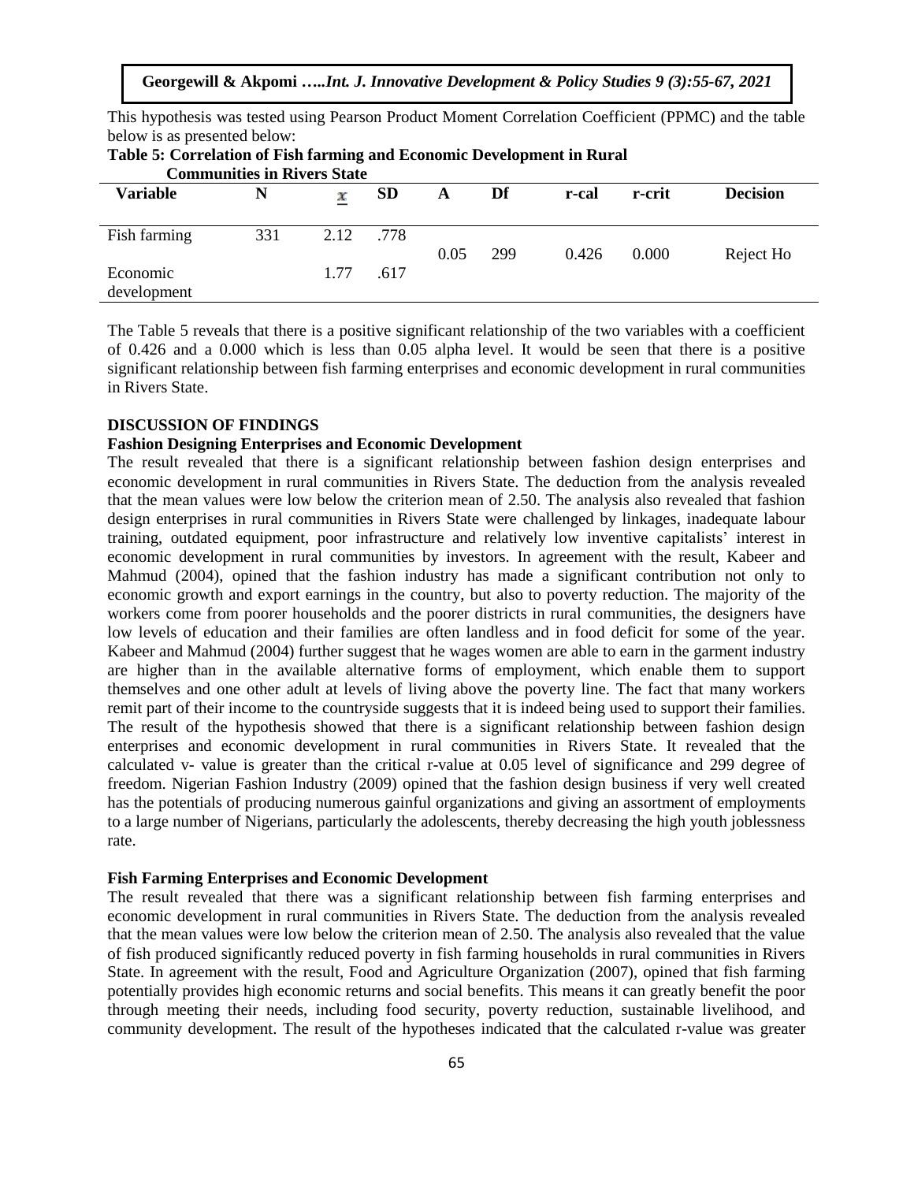This hypothesis was tested using Pearson Product Moment Correlation Coefficient (PPMC) and the table below is as presented below:

**Table 5: Correlation of Fish farming and Economic Development in Rural Communities in Rivers State**

| Variable | N | $\bar{x}$ | SD | A | Df | r-cal | r-crit | Decision |
|---|---|---|---|---|---|---|---|---|
| Fish farming | 331 | 2.12 | .778 | 0.05 | 299 | 0.426 | 0.000 | Reject Ho |
| Economic development | | 1.77 | .617 | | | | | |

The Table 5 reveals that there is a positive significant relationship of the two variables with a coefficient of 0.426 and a 0.000 which is less than 0.05 alpha level. It would be seen that there is a positive significant relationship between fish farming enterprises and economic development in rural communities in Rivers State.

## DISCUSSION OF FINDINGS

### Fashion Designing Enterprises and Economic Development

The result revealed that there is a significant relationship between fashion design enterprises and economic development in rural communities in Rivers State. The deduction from the analysis revealed that the mean values were low below the criterion mean of 2.50. The analysis also revealed that fashion design enterprises in rural communities in Rivers State were challenged by linkages, inadequate labour training, outdated equipment, poor infrastructure and relatively low inventive capitalists' interest in economic development in rural communities by investors. In agreement with the result, Kabeer and Mahmud (2004), opined that the fashion industry has made a significant contribution not only to economic growth and export earnings in the country, but also to poverty reduction. The majority of the workers come from poorer households and the poorer districts in rural communities, the designers have low levels of education and their families are often landless and in food deficit for some of the year. Kabeer and Mahmud (2004) further suggest that he wages women are able to earn in the garment industry are higher than in the available alternative forms of employment, which enable them to support themselves and one other adult at levels of living above the poverty line. The fact that many workers remit part of their income to the countryside suggests that it is indeed being used to support their families. The result of the hypothesis showed that there is a significant relationship between fashion design enterprises and economic development in rural communities in Rivers State. It revealed that the calculated v- value is greater than the critical r-value at 0.05 level of significance and 299 degree of freedom. Nigerian Fashion Industry (2009) opined that the fashion design business if very well created has the potentials of producing numerous gainful organizations and giving an assortment of employments to a large number of Nigerians, particularly the adolescents, thereby decreasing the high youth joblessness rate.

### Fish Farming Enterprises and Economic Development

The result revealed that there was a significant relationship between fish farming enterprises and economic development in rural communities in Rivers State. The deduction from the analysis revealed that the mean values were low below the criterion mean of 2.50. The analysis also revealed that the value of fish produced significantly reduced poverty in fish farming households in rural communities in Rivers State. In agreement with the result, Food and Agriculture Organization (2007), opined that fish farming potentially provides high economic returns and social benefits. This means it can greatly benefit the poor through meeting their needs, including food security, poverty reduction, sustainable livelihood, and community development. The result of the hypotheses indicated that the calculated r-value was greater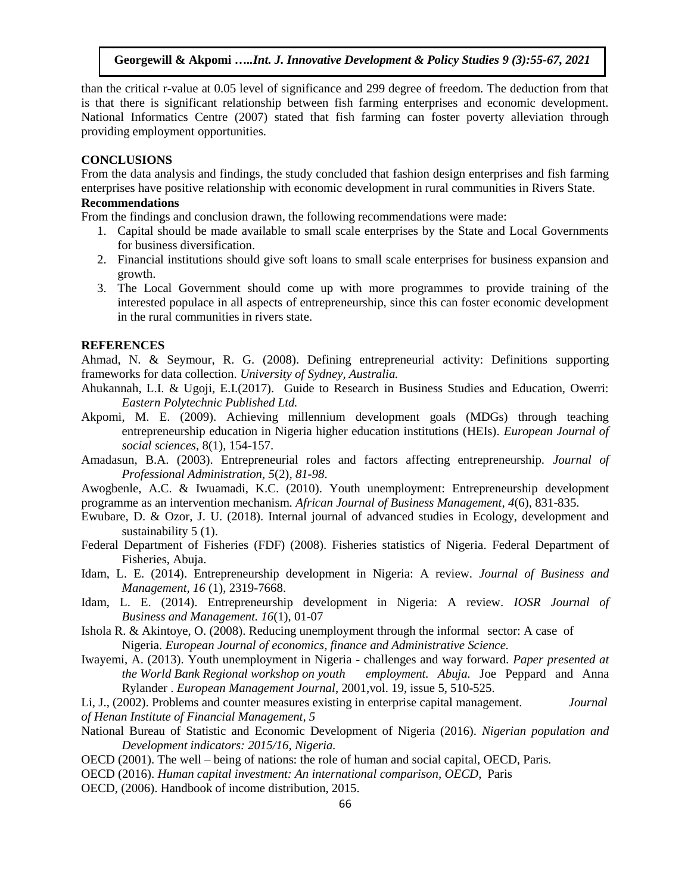than the critical r-value at 0.05 level of significance and 299 degree of freedom. The deduction from that is that there is significant relationship between fish farming enterprises and economic development. National Informatics Centre (2007) stated that fish farming can foster poverty alleviation through providing employment opportunities.

## CONCLUSIONS

From the data analysis and findings, the study concluded that fashion design enterprises and fish farming enterprises have positive relationship with economic development in rural communities in Rivers State.

### Recommendations

From the findings and conclusion drawn, the following recommendations were made:

1. Capital should be made available to small scale enterprises by the State and Local Governments for business diversification.
2. Financial institutions should give soft loans to small scale enterprises for business expansion and growth.
3. The Local Government should come up with more programmes to provide training of the interested populace in all aspects of entrepreneurship, since this can foster economic development in the rural communities in rivers state.

## REFERENCES

Ahmad, N. & Seymour, R. G. (2008). Defining entrepreneurial activity: Definitions supporting frameworks for data collection. *University of Sydney, Australia.*

Ahukannah, L.I. & Ugoji, E.I.(2017). Guide to Research in Business Studies and Education, Owerri: *Eastern Polytechnic Published Ltd.*

Akpomi, M. E. (2009). Achieving millennium development goals (MDGs) through teaching entrepreneurship education in Nigeria higher education institutions (HEIs). *European Journal of social sciences*, 8(1), 154-157.

Amadasun, B.A. (2003). Entrepreneurial roles and factors affecting entrepreneurship. *Journal of Professional Administration, 5*(2)*, 81-98*.

Awogbenle, A.C. & Iwuamadi, K.C. (2010). Youth unemployment: Entrepreneurship development programme as an intervention mechanism*. African Journal of Business Management, 4*(6), 831-835.

Ewubare, D. & Ozor, J. U. (2018). Internal journal of advanced studies in Ecology, development and sustainability 5 (1).

Federal Department of Fisheries (FDF) (2008). Fisheries statistics of Nigeria. Federal Department of Fisheries, Abuja.

Idam, L. E. (2014). Entrepreneurship development in Nigeria: A review. *Journal of Business and Management, 16* (1), 2319-7668.

Idam, L. E. (2014). Entrepreneurship development in Nigeria: A review. *IOSR Journal of Business and Management. 16*(1), 01-07

Ishola R. & Akintoye, O. (2008). Reducing unemployment through the informal sector: A case of Nigeria. *European Journal of economics, finance and Administrative Science.*

Iwayemi, A. (2013). Youth unemployment in Nigeria - challenges and way forward. *Paper presented at the World Bank Regional workshop on youth employment. Abuja.* Joe Peppard and Anna Rylander . *European Management Journal*, 2001,vol. 19, issue 5, 510-525.

Li, J., (2002). Problems and counter measures existing in enterprise capital management. *Journal of Henan Institute of Financial Management, 5*

National Bureau of Statistic and Economic Development of Nigeria (2016). *Nigerian population and Development indicators: 2015/16, Nigeria.*

OECD (2001). The well – being of nations: the role of human and social capital, OECD, Paris.

OECD (2016). *Human capital investment: An international comparison, OECD,* Paris

OECD, (2006). Handbook of income distribution, 2015.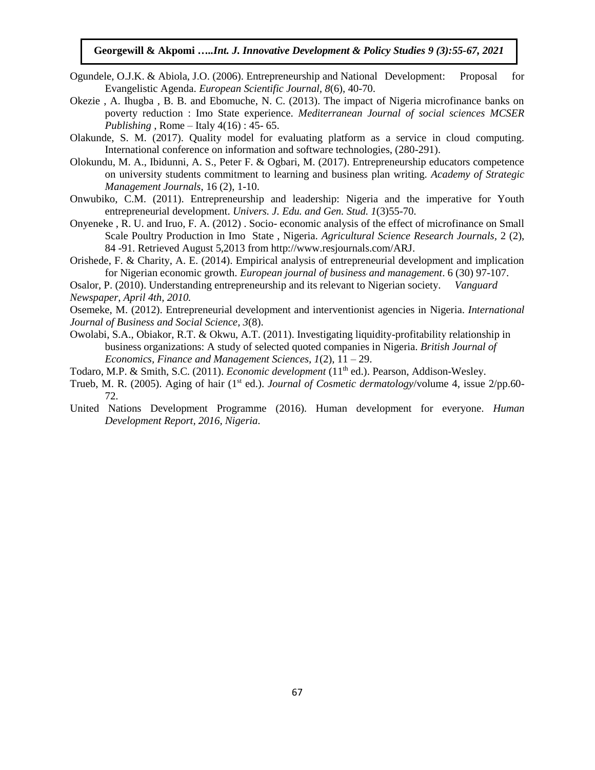Ogundele, O.J.K. & Abiola, J.O. (2006). Entrepreneurship and National Development: Proposal for Evangelistic Agenda. *European Scientific Journal, 8*(6), 40-70.

Okezie , A. Ihugba , B. B. and Ebomuche, N. C. (2013). The impact of Nigeria microfinance banks on poverty reduction : Imo State experience. *Mediterranean Journal of social sciences MCSER Publishing* , Rome – Italy 4(16) : 45- 65.

Olakunde, S. M. (2017). Quality model for evaluating platform as a service in cloud computing. International conference on information and software technologies, (280-291).

Olokundu, M. A., Ibidunni, A. S., Peter F. & Ogbari, M. (2017). Entrepreneurship educators competence on university students commitment to learning and business plan writing. *Academy of Strategic Management Journals*, 16 (2), 1-10.

Onwubiko, C.M. (2011). Entrepreneurship and leadership: Nigeria and the imperative for Youth entrepreneurial development. *Univers. J. Edu. and Gen. Stud. 1*(3)55-70.

Onyeneke , R. U. and Iruo, F. A. (2012) . Socio- economic analysis of the effect of microfinance on Small Scale Poultry Production in Imo State , Nigeria. *Agricultural Science Research Journals,* 2 (2), 84 -91. Retrieved August 5,2013 from http://www.resjournals.com/ARJ.

Orishede, F. & Charity, A. E. (2014). Empirical analysis of entrepreneurial development and implication for Nigerian economic growth. *European journal of business and management*. 6 (30) 97-107.

Osalor, P. (2010). Understanding entrepreneurship and its relevant to Nigerian society. *Vanguard Newspaper, April 4th, 2010.*

Osemeke, M. (2012). Entrepreneurial development and interventionist agencies in Nigeria. *International Journal of Business and Social Science, 3*(8).

Owolabi, S.A., Obiakor, R.T. & Okwu, A.T. (2011). Investigating liquidity-profitability relationship in business organizations: A study of selected quoted companies in Nigeria. *British Journal of Economics, Finance and Management Sciences, 1*(2), 11 – 29.

Todaro, M.P. & Smith, S.C. (2011). *Economic development* (11th ed.). Pearson, Addison-Wesley.

Trueb, M. R. (2005). Aging of hair (1st ed.). *Journal of Cosmetic dermatology*/volume 4, issue 2/pp.60-72.

United Nations Development Programme (2016). Human development for everyone. *Human Development Report, 2016, Nigeria.*